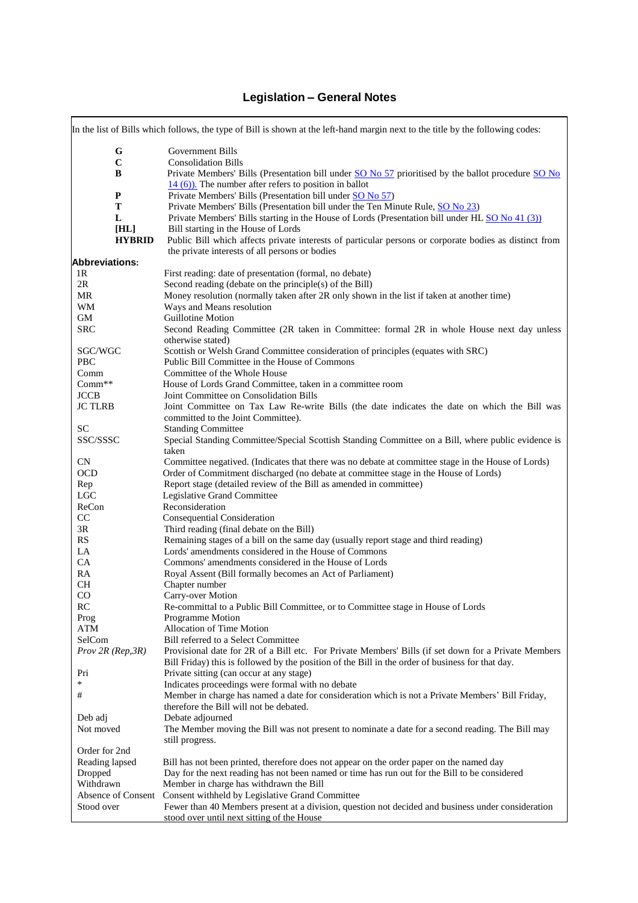# Legislation – General Notes

In the list of Bills which follows, the type of Bill is shown at the left-hand margin next to the title by the following codes:

| Code | Description |
|---|---|
| **G** | Government Bills |
| **C** | Consolidation Bills |
| **B** | Private Members' Bills (Presentation bill under SO No 57 prioritised by the ballot procedure SO No 14 (6)). The number after refers to position in ballot |
| **P** | Private Members' Bills (Presentation bill under SO No 57) |
| **T** | Private Members' Bills (Presentation bill under the Ten Minute Rule, SO No 23) |
| **L** | Private Members' Bills starting in the House of Lords (Presentation bill under HL SO No 41 (3)) |
| **[HL]** | Bill starting in the House of Lords |
| **HYBRID** | Public Bill which affects private interests of particular persons or corporate bodies as distinct from the private interests of all persons or bodies |

**Abbreviations:**

| Abbreviation | Meaning |
|---|---|
| 1R | First reading: date of presentation (formal, no debate) |
| 2R | Second reading (debate on the principle(s) of the Bill) |
| MR | Money resolution (normally taken after 2R only shown in the list if taken at another time) |
| WM | Ways and Means resolution |
| GM | Guillotine Motion |
| SRC | Second Reading Committee (2R taken in Committee: formal 2R in whole House next day unless otherwise stated) |
| SGC/WGC | Scottish or Welsh Grand Committee consideration of principles (equates with SRC) |
| PBC | Public Bill Committee in the House of Commons |
| Comm | Committee of the Whole House |
| Comm** | House of Lords Grand Committee, taken in a committee room |
| JCCB | Joint Committee on Consolidation Bills |
| JC TLRB | Joint Committee on Tax Law Re-write Bills (the date indicates the date on which the Bill was committed to the Joint Committee). |
| SC | Standing Committee |
| SSC/SSSC | Special Standing Committee/Special Scottish Standing Committee on a Bill, where public evidence is taken |
| CN | Committee negatived. (Indicates that there was no debate at committee stage in the House of Lords) |
| OCD | Order of Commitment discharged (no debate at committee stage in the House of Lords) |
| Rep | Report stage (detailed review of the Bill as amended in committee) |
| LGC | Legislative Grand Committee |
| ReCon | Reconsideration |
| CC | Consequential Consideration |
| 3R | Third reading (final debate on the Bill) |
| RS | Remaining stages of a bill on the same day (usually report stage and third reading) |
| LA | Lords' amendments considered in the House of Commons |
| CA | Commons' amendments considered in the House of Lords |
| RA | Royal Assent (Bill formally becomes an Act of Parliament) |
| CH | Chapter number |
| CO | Carry-over Motion |
| RC | Re-committal to a Public Bill Committee, or to Committee stage in House of Lords |
| Prog | Programme Motion |
| ATM | Allocation of Time Motion |
| SelCom | Bill referred to a Select Committee |
| *Prov 2R (Rep,3R)* | Provisional date for 2R of a Bill etc. For Private Members' Bills (if set down for a Private Members Bill Friday) this is followed by the position of the Bill in the order of business for that day. |
| Pri | Private sitting (can occur at any stage) |
| * | Indicates proceedings were formal with no debate |
| # | Member in charge has named a date for consideration which is not a Private Members' Bill Friday, therefore the Bill will not be debated. |
| Deb adj | Debate adjourned |
| Not moved | The Member moving the Bill was not present to nominate a date for a second reading. The Bill may still progress. |
| Order for 2nd Reading lapsed | Bill has not been printed, therefore does not appear on the order paper on the named day |
| Dropped | Day for the next reading has not been named or time has run out for the Bill to be considered |
| Withdrawn | Member in charge has withdrawn the Bill |
| Absence of Consent | Consent withheld by Legislative Grand Committee |
| Stood over | Fewer than 40 Members present at a division, question not decided and business under consideration stood over until next sitting of the House |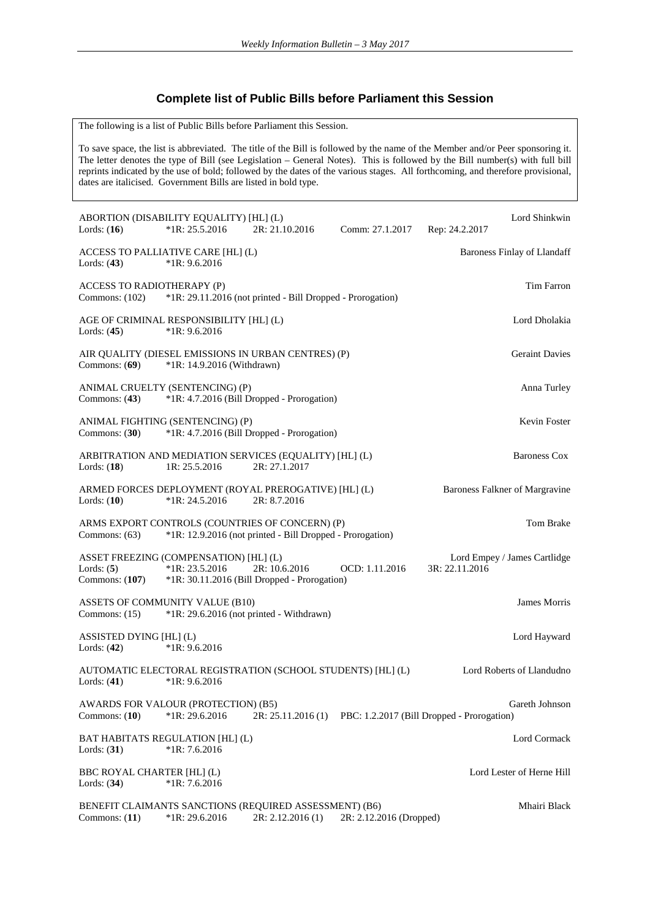## Complete list of Public Bills before Parliament this Session

The following is a list of Public Bills before Parliament this Session.

To save space, the list is abbreviated. The title of the Bill is followed by the name of the Member and/or Peer sponsoring it. The letter denotes the type of Bill (see Legislation – General Notes). This is followed by the Bill number(s) with full bill reprints indicated by the use of bold; followed by the dates of the various stages. All forthcoming, and therefore provisional, dates are italicised. Government Bills are listed in bold type.

ABORTION (DISABILITY EQUALITY) [HL] (L) — Lord Shinkwin
Lords: (**16**) *1R: 25.5.2016 2R: 21.10.2016 Comm: 27.1.2017 Rep: 24.2.2017

ACCESS TO PALLIATIVE CARE [HL] (L) — Baroness Finlay of Llandaff
Lords: (**43**) *1R: 9.6.2016

ACCESS TO RADIOTHERAPY (P) — Tim Farron
Commons: (102) *1R: 29.11.2016 (not printed - Bill Dropped - Prorogation)

AGE OF CRIMINAL RESPONSIBILITY [HL] (L) — Lord Dholakia
Lords: (**45**) *1R: 9.6.2016

AIR QUALITY (DIESEL EMISSIONS IN URBAN CENTRES) (P) — Geraint Davies
Commons: (**69**) *1R: 14.9.2016 (Withdrawn)

ANIMAL CRUELTY (SENTENCING) (P) — Anna Turley
Commons: (**43**) *1R: 4.7.2016 (Bill Dropped - Prorogation)

ANIMAL FIGHTING (SENTENCING) (P) — Kevin Foster
Commons: (**30**) *1R: 4.7.2016 (Bill Dropped - Prorogation)

ARBITRATION AND MEDIATION SERVICES (EQUALITY) [HL] (L) — Baroness Cox
Lords: (**18**) 1R: 25.5.2016 2R: 27.1.2017

ARMED FORCES DEPLOYMENT (ROYAL PREROGATIVE) [HL] (L) — Baroness Falkner of Margravine
Lords: (**10**) *1R: 24.5.2016 2R: 8.7.2016

ARMS EXPORT CONTROLS (COUNTRIES OF CONCERN) (P) — Tom Brake
Commons: (63) *1R: 12.9.2016 (not printed - Bill Dropped - Prorogation)

ASSET FREEZING (COMPENSATION) [HL] (L) — Lord Empey / James Cartlidge
Lords: (**5**) *1R: 23.5.2016 2R: 10.6.2016 OCD: 1.11.2016 3R: 22.11.2016
Commons: (**107**) *1R: 30.11.2016 (Bill Dropped - Prorogation)

ASSETS OF COMMUNITY VALUE (B10) — James Morris
Commons: (15) *1R: 29.6.2016 (not printed - Withdrawn)

ASSISTED DYING [HL] (L) — Lord Hayward
Lords: (**42**) *1R: 9.6.2016

AUTOMATIC ELECTORAL REGISTRATION (SCHOOL STUDENTS) [HL] (L) — Lord Roberts of Llandudno
Lords: (**41**) *1R: 9.6.2016

AWARDS FOR VALOUR (PROTECTION) (B5) — Gareth Johnson
Commons: (**10**) *1R: 29.6.2016 2R: 25.11.2016 (1) PBC: 1.2.2017 (Bill Dropped - Prorogation)

BAT HABITATS REGULATION [HL] (L) — Lord Cormack
Lords: (**31**) *1R: 7.6.2016

BBC ROYAL CHARTER [HL] (L) — Lord Lester of Herne Hill
Lords: (**34**) *1R: 7.6.2016

BENEFIT CLAIMANTS SANCTIONS (REQUIRED ASSESSMENT) (B6) — Mhairi Black
Commons: (**11**) *1R: 29.6.2016 2R: 2.12.2016 (1) 2R: 2.12.2016 (Dropped)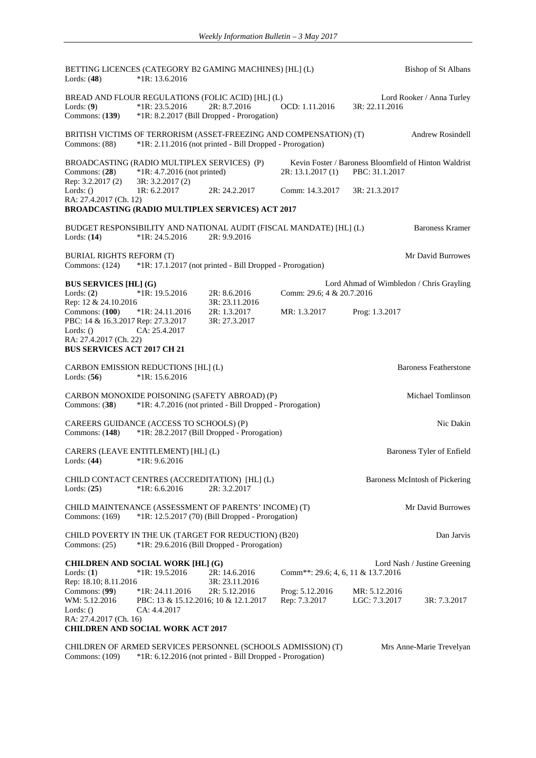BETTING LICENCES (CATEGORY B2 GAMING MACHINES) [HL] (L) — Bishop of St Albans
Lords: (**48**) *1R: 13.6.2016

BREAD AND FLOUR REGULATIONS (FOLIC ACID) [HL] (L) — Lord Rooker / Anna Turley
Lords: (**9**) *1R: 23.5.2016 2R: 8.7.2016 OCD: 1.11.2016 3R: 22.11.2016
Commons: (**139**) *1R: 8.2.2017 (Bill Dropped - Prorogation)

BRITISH VICTIMS OF TERRORISM (ASSET-FREEZING AND COMPENSATION) (T) — Andrew Rosindell
Commons: (88) *1R: 2.11.2016 (not printed - Bill Dropped - Prorogation)

BROADCASTING (RADIO MULTIPLEX SERVICES) (P) — Kevin Foster / Baroness Bloomfield of Hinton Waldrist
Commons: (**28**) *1R: 4.7.2016 (not printed) 2R: 13.1.2017 (1) PBC: 31.1.2017
Rep: 3.2.2017 (2) 3R: 3.2.2017 (2)
Lords: () 1R: 6.2.2017 2R: 24.2.2017 Comm: 14.3.2017 3R: 21.3.2017
RA: 27.4.2017 (Ch. 12)
**BROADCASTING (RADIO MULTIPLEX SERVICES) ACT 2017**

BUDGET RESPONSIBILITY AND NATIONAL AUDIT (FISCAL MANDATE) [HL] (L) — Baroness Kramer
Lords: (**14**) *1R: 24.5.2016 2R: 9.9.2016

BURIAL RIGHTS REFORM (T) — Mr David Burrowes
Commons: (124) *1R: 17.1.2017 (not printed - Bill Dropped - Prorogation)

**BUS SERVICES [HL] (G)** — Lord Ahmad of Wimbledon / Chris Grayling
Lords: (**2**) *1R: 19.5.2016 2R: 8.6.2016 Comm: 29.6; 4 & 20.7.2016
Rep: 12 & 24.10.2016 3R: 23.11.2016
Commons: (**100**) *1R: 24.11.2016 2R: 1.3.2017 MR: 1.3.2017 Prog: 1.3.2017
PBC: 14 & 16.3.2017 Rep: 27.3.2017 3R: 27.3.2017
Lords: () CA: 25.4.2017
RA: 27.4.2017 (Ch. 22)
**BUS SERVICES ACT 2017 CH 21**

CARBON EMISSION REDUCTIONS [HL] (L) — Baroness Featherstone
Lords: (**56**) *1R: 15.6.2016

CARBON MONOXIDE POISONING (SAFETY ABROAD) (P) — Michael Tomlinson
Commons: (**38**) *1R: 4.7.2016 (not printed - Bill Dropped - Prorogation)

CAREERS GUIDANCE (ACCESS TO SCHOOLS) (P) — Nic Dakin
Commons: (**148**) *1R: 28.2.2017 (Bill Dropped - Prorogation)

CARERS (LEAVE ENTITLEMENT) [HL] (L) — Baroness Tyler of Enfield
Lords: (**44**) *1R: 9.6.2016

CHILD CONTACT CENTRES (ACCREDITATION) [HL] (L) — Baroness McIntosh of Pickering
Lords: (**25**) *1R: 6.6.2016 2R: 3.2.2017

CHILD MAINTENANCE (ASSESSMENT OF PARENTS' INCOME) (T) — Mr David Burrowes
Commons: (169) *1R: 12.5.2017 (70) (Bill Dropped - Prorogation)

CHILD POVERTY IN THE UK (TARGET FOR REDUCTION) (B20) — Dan Jarvis
Commons: (25) *1R: 29.6.2016 (Bill Dropped - Prorogation)

**CHILDREN AND SOCIAL WORK [HL] (G)** — Lord Nash / Justine Greening
Lords: (**1**) *1R: 19.5.2016 2R: 14.6.2016 Comm**: 29.6; 4, 6, 11 & 13.7.2016
Rep: 18.10; 8.11.2016 3R: 23.11.2016
Commons: (**99**) *1R: 24.11.2016 2R: 5.12.2016 Prog: 5.12.2016 MR: 5.12.2016
WM: 5.12.2016 PBC: 13 & 15.12.2016; 10 & 12.1.2017 Rep: 7.3.2017 LGC: 7.3.2017 3R: 7.3.2017
Lords: () CA: 4.4.2017
RA: 27.4.2017 (Ch. 16)
**CHILDREN AND SOCIAL WORK ACT 2017**

CHILDREN OF ARMED SERVICES PERSONNEL (SCHOOLS ADMISSION) (T) — Mrs Anne-Marie Trevelyan
Commons: (109) *1R: 6.12.2016 (not printed - Bill Dropped - Prorogation)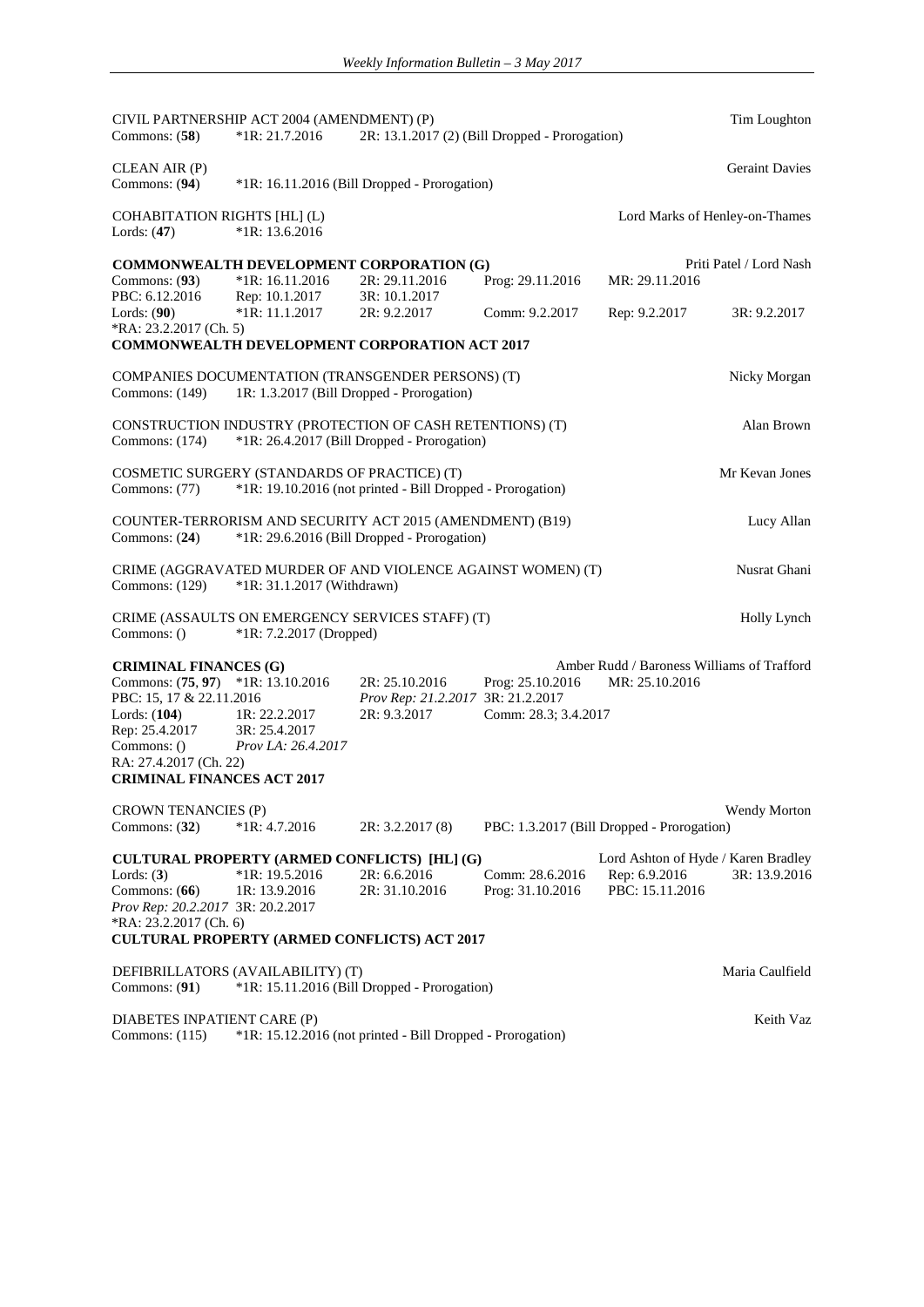CIVIL PARTNERSHIP ACT 2004 (AMENDMENT) (P) Tim Loughton
Commons: (**58**) *1R: 21.7.2016 2R: 13.1.2017 (2) (Bill Dropped - Prorogation)

CLEAN AIR (P) Geraint Davies
Commons: (**94**) *1R: 16.11.2016 (Bill Dropped - Prorogation)

COHABITATION RIGHTS [HL] (L) Lord Marks of Henley-on-Thames
Lords: (**47**) *1R: 13.6.2016

**COMMONWEALTH DEVELOPMENT CORPORATION (G)** Priti Patel / Lord Nash
Commons: (**93**) *1R: 16.11.2016 2R: 29.11.2016 Prog: 29.11.2016 MR: 29.11.2016
PBC: 6.12.2016 Rep: 10.1.2017 3R: 10.1.2017
Lords: (**90**) *1R: 11.1.2017 2R: 9.2.2017 Comm: 9.2.2017 Rep: 9.2.2017 3R: 9.2.2017
*RA: 23.2.2017 (Ch. 5)
**COMMONWEALTH DEVELOPMENT CORPORATION ACT 2017**

COMPANIES DOCUMENTATION (TRANSGENDER PERSONS) (T) Nicky Morgan
Commons: (149) 1R: 1.3.2017 (Bill Dropped - Prorogation)

CONSTRUCTION INDUSTRY (PROTECTION OF CASH RETENTIONS) (T) Alan Brown
Commons: (174) *1R: 26.4.2017 (Bill Dropped - Prorogation)

COSMETIC SURGERY (STANDARDS OF PRACTICE) (T) Mr Kevan Jones
Commons: (77) *1R: 19.10.2016 (not printed - Bill Dropped - Prorogation)

COUNTER-TERRORISM AND SECURITY ACT 2015 (AMENDMENT) (B19) Lucy Allan
Commons: (**24**) *1R: 29.6.2016 (Bill Dropped - Prorogation)

CRIME (AGGRAVATED MURDER OF AND VIOLENCE AGAINST WOMEN) (T) Nusrat Ghani
Commons: (129) *1R: 31.1.2017 (Withdrawn)

CRIME (ASSAULTS ON EMERGENCY SERVICES STAFF) (T) Holly Lynch
Commons: () *1R: 7.2.2017 (Dropped)

**CRIMINAL FINANCES (G)** Amber Rudd / Baroness Williams of Trafford
Commons: (**75**, **97**) *1R: 13.10.2016 2R: 25.10.2016 Prog: 25.10.2016 MR: 25.10.2016
PBC: 15, 17 & 22.11.2016 *Prov Rep: 21.2.2017* 3R: 21.2.2017
Lords: (**104**) 1R: 22.2.2017 2R: 9.3.2017 Comm: 28.3; 3.4.2017
Rep: 25.4.2017 3R: 25.4.2017
Commons: () *Prov LA: 26.4.2017*
RA: 27.4.2017 (Ch. 22)
**CRIMINAL FINANCES ACT 2017**

CROWN TENANCIES (P) Wendy Morton
Commons: (**32**) *1R: 4.7.2016 2R: 3.2.2017 (8) PBC: 1.3.2017 (Bill Dropped - Prorogation)

**CULTURAL PROPERTY (ARMED CONFLICTS) [HL] (G)** Lord Ashton of Hyde / Karen Bradley
Lords: (**3**) *1R: 19.5.2016 2R: 6.6.2016 Comm: 28.6.2016 Rep: 6.9.2016 3R: 13.9.2016
Commons: (**66**) 1R: 13.9.2016 2R: 31.10.2016 Prog: 31.10.2016 PBC: 15.11.2016
*Prov Rep: 20.2.2017* 3R: 20.2.2017
*RA: 23.2.2017 (Ch. 6)
**CULTURAL PROPERTY (ARMED CONFLICTS) ACT 2017**

DEFIBRILLATORS (AVAILABILITY) (T) Maria Caulfield
Commons: (**91**) *1R: 15.11.2016 (Bill Dropped - Prorogation)

DIABETES INPATIENT CARE (P) Keith Vaz
Commons: (115) *1R: 15.12.2016 (not printed - Bill Dropped - Prorogation)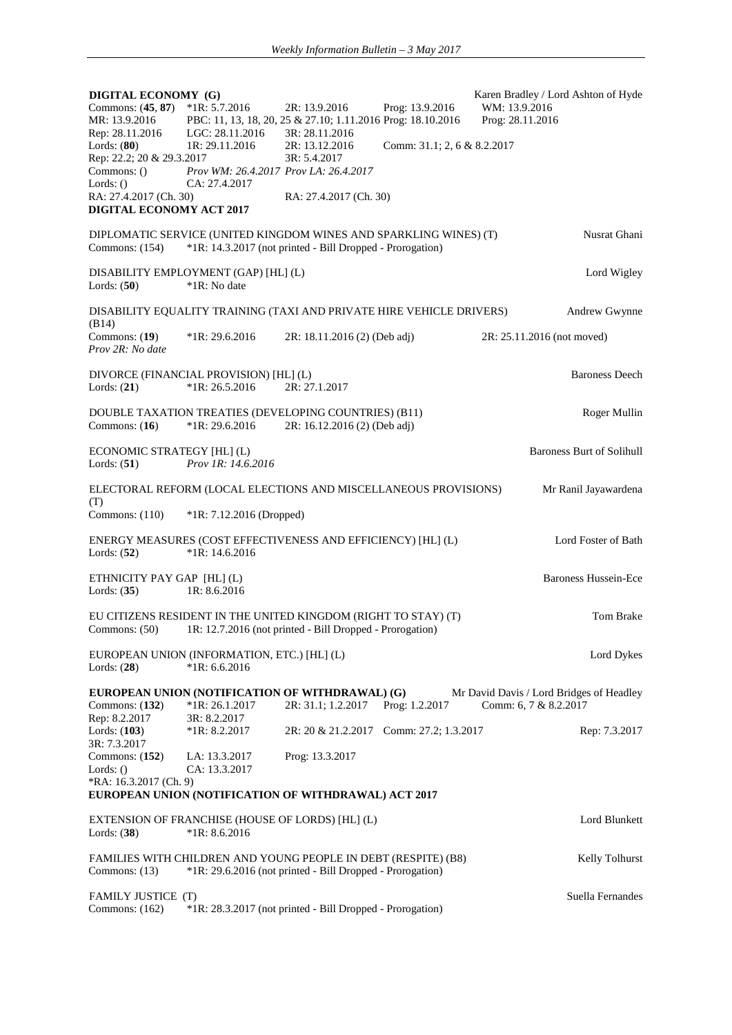**DIGITAL ECONOMY (G)** Karen Bradley / Lord Ashton of Hyde

Commons: (**45**, **87**) *1R: 5.7.2016 2R: 13.9.2016 Prog: 13.9.2016 WM: 13.9.2016
MR: 13.9.2016 PBC: 11, 13, 18, 20, 25 & 27.10; 1.11.2016 Prog: 18.10.2016 Prog: 28.11.2016
Rep: 28.11.2016 LGC: 28.11.2016 3R: 28.11.2016
Lords: (**80**) 1R: 29.11.2016 2R: 13.12.2016 Comm: 31.1; 2, 6 & 8.2.2017
Rep: 22.2; 20 & 29.3.2017 3R: 5.4.2017
Commons: () *Prov WM: 26.4.2017 Prov LA: 26.4.2017*
Lords: () CA: 27.4.2017
RA: 27.4.2017 (Ch. 30) RA: 27.4.2017 (Ch. 30)
**DIGITAL ECONOMY ACT 2017**

DIPLOMATIC SERVICE (UNITED KINGDOM WINES AND SPARKLING WINES) (T) Nusrat Ghani
Commons: (154) *1R: 14.3.2017 (not printed - Bill Dropped - Prorogation)

DISABILITY EMPLOYMENT (GAP) [HL] (L) Lord Wigley
Lords: (**50**) *1R: No date

DISABILITY EQUALITY TRAINING (TAXI AND PRIVATE HIRE VEHICLE DRIVERS) (B14) Andrew Gwynne
Commons: (**19**) *1R: 29.6.2016 2R: 18.11.2016 (2) (Deb adj) 2R: 25.11.2016 (not moved)
*Prov 2R: No date*

DIVORCE (FINANCIAL PROVISION) [HL] (L) Baroness Deech
Lords: (**21**) *1R: 26.5.2016 2R: 27.1.2017

DOUBLE TAXATION TREATIES (DEVELOPING COUNTRIES) (B11) Roger Mullin
Commons: (**16**) *1R: 29.6.2016 2R: 16.12.2016 (2) (Deb adj)

ECONOMIC STRATEGY [HL] (L) Baroness Burt of Solihull
Lords: (**51**) *Prov 1R: 14.6.2016*

ELECTORAL REFORM (LOCAL ELECTIONS AND MISCELLANEOUS PROVISIONS) (T) Mr Ranil Jayawardena
Commons: (110) *1R: 7.12.2016 (Dropped)

ENERGY MEASURES (COST EFFECTIVENESS AND EFFICIENCY) [HL] (L) Lord Foster of Bath
Lords: (**52**) *1R: 14.6.2016

ETHNICITY PAY GAP [HL] (L) Baroness Hussein-Ece
Lords: (**35**) 1R: 8.6.2016

EU CITIZENS RESIDENT IN THE UNITED KINGDOM (RIGHT TO STAY) (T) Tom Brake
Commons: (50) 1R: 12.7.2016 (not printed - Bill Dropped - Prorogation)

EUROPEAN UNION (INFORMATION, ETC.) [HL] (L) Lord Dykes
Lords: (**28**) *1R: 6.6.2016

**EUROPEAN UNION (NOTIFICATION OF WITHDRAWAL) (G)** Mr David Davis / Lord Bridges of Headley

Commons: (**132**) *1R: 26.1.2017 2R: 31.1; 1.2.2017 Prog: 1.2.2017 Comm: 6, 7 & 8.2.2017
Rep: 8.2.2017 3R: 8.2.2017
Lords: (**103**) *1R: 8.2.2017 2R: 20 & 21.2.2017 Comm: 27.2; 1.3.2017 Rep: 7.3.2017
3R: 7.3.2017
Commons: (**152**) LA: 13.3.2017 Prog: 13.3.2017
Lords: () CA: 13.3.2017
*RA: 16.3.2017 (Ch. 9)
**EUROPEAN UNION (NOTIFICATION OF WITHDRAWAL) ACT 2017**

EXTENSION OF FRANCHISE (HOUSE OF LORDS) [HL] (L) Lord Blunkett
Lords: (**38**) *1R: 8.6.2016

FAMILIES WITH CHILDREN AND YOUNG PEOPLE IN DEBT (RESPITE) (B8) Kelly Tolhurst
Commons: (13) *1R: 29.6.2016 (not printed - Bill Dropped - Prorogation)

FAMILY JUSTICE (T) Suella Fernandes
Commons: (162) *1R: 28.3.2017 (not printed - Bill Dropped - Prorogation)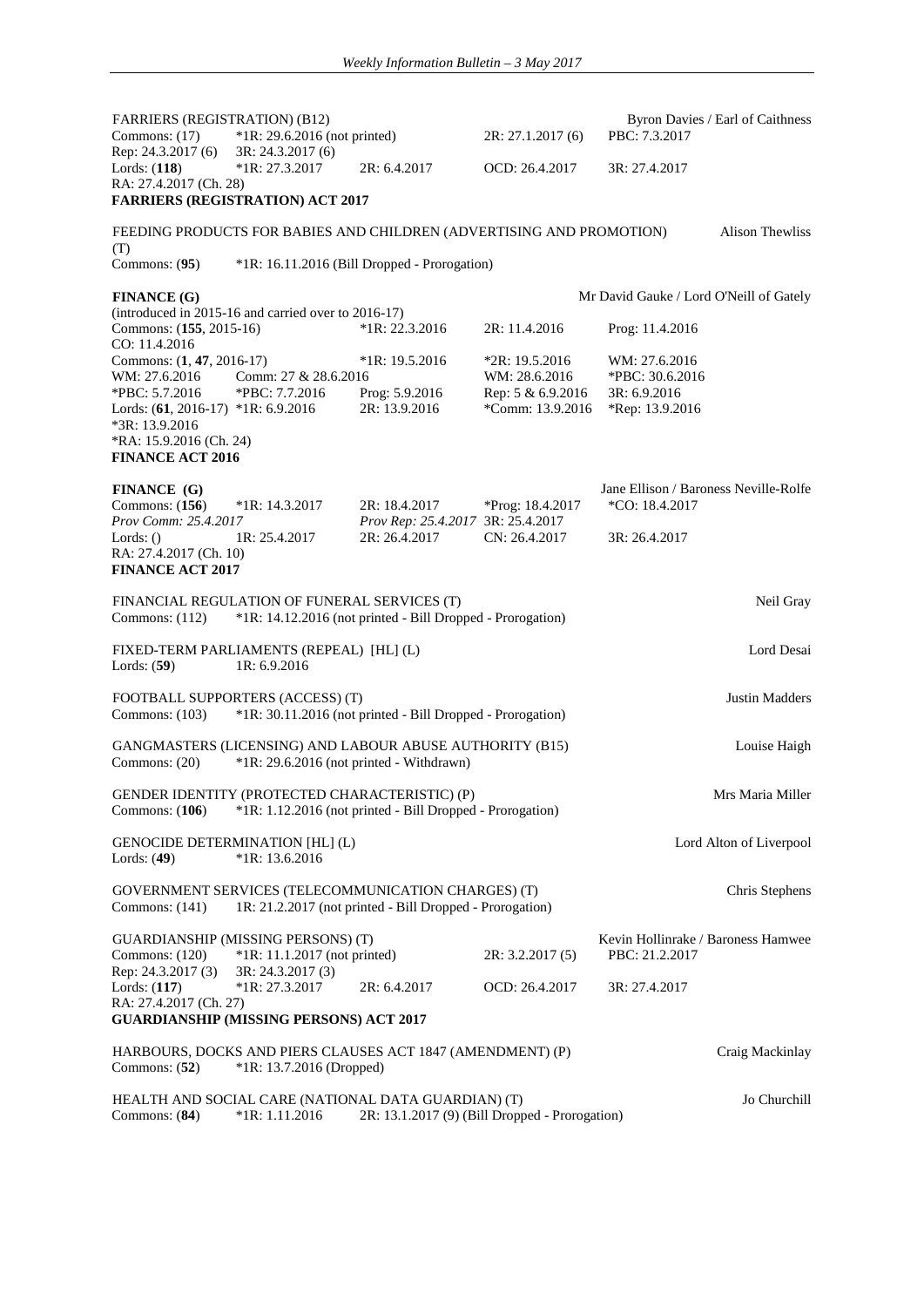FARRIERS (REGISTRATION) (B12) Byron Davies / Earl of Caithness
Commons: (17) *1R: 29.6.2016 (not printed) 2R: 27.1.2017 (6) PBC: 7.3.2017
Rep: 24.3.2017 (6) 3R: 24.3.2017 (6)
Lords: (**118**) *1R: 27.3.2017 2R: 6.4.2017 OCD: 26.4.2017 3R: 27.4.2017
RA: 27.4.2017 (Ch. 28)
**FARRIERS (REGISTRATION) ACT 2017**

FEEDING PRODUCTS FOR BABIES AND CHILDREN (ADVERTISING AND PROMOTION) (T) Alison Thewliss
Commons: (**95**) *1R: 16.11.2016 (Bill Dropped - Prorogation)

**FINANCE (G)** Mr David Gauke / Lord O'Neill of Gately
(introduced in 2015-16 and carried over to 2016-17)
Commons: (**155**, 2015-16) *1R: 22.3.2016 2R: 11.4.2016 Prog: 11.4.2016
CO: 11.4.2016
Commons: (**1**, **47**, 2016-17) *1R: 19.5.2016 *2R: 19.5.2016 WM: 27.6.2016
WM: 27.6.2016 Comm: 27 & 28.6.2016 WM: 28.6.2016 *PBC: 30.6.2016
*PBC: 5.7.2016 *PBC: 7.7.2016 Prog: 5.9.2016 Rep: 5 & 6.9.2016 3R: 6.9.2016
Lords: (**61**, 2016-17) *1R: 6.9.2016 2R: 13.9.2016 *Comm: 13.9.2016 *Rep: 13.9.2016
*3R: 13.9.2016
*RA: 15.9.2016 (Ch. 24)
**FINANCE ACT 2016**

**FINANCE (G)** Jane Ellison / Baroness Neville-Rolfe
Commons: (**156**) *1R: 14.3.2017 2R: 18.4.2017 *Prog: 18.4.2017 *CO: 18.4.2017
*Prov Comm: 25.4.2017* *Prov Rep: 25.4.2017* 3R: 25.4.2017
Lords: () 1R: 25.4.2017 2R: 26.4.2017 CN: 26.4.2017 3R: 26.4.2017
RA: 27.4.2017 (Ch. 10)
**FINANCE ACT 2017**

FINANCIAL REGULATION OF FUNERAL SERVICES (T) Neil Gray
Commons: (112) *1R: 14.12.2016 (not printed - Bill Dropped - Prorogation)

FIXED-TERM PARLIAMENTS (REPEAL) [HL] (L) Lord Desai
Lords: (**59**) 1R: 6.9.2016

FOOTBALL SUPPORTERS (ACCESS) (T) Justin Madders
Commons: (103) *1R: 30.11.2016 (not printed - Bill Dropped - Prorogation)

GANGMASTERS (LICENSING) AND LABOUR ABUSE AUTHORITY (B15) Louise Haigh
Commons: (20) *1R: 29.6.2016 (not printed - Withdrawn)

GENDER IDENTITY (PROTECTED CHARACTERISTIC) (P) Mrs Maria Miller
Commons: (**106**) *1R: 1.12.2016 (not printed - Bill Dropped - Prorogation)

GENOCIDE DETERMINATION [HL] (L) Lord Alton of Liverpool
Lords: (**49**) *1R: 13.6.2016

GOVERNMENT SERVICES (TELECOMMUNICATION CHARGES) (T) Chris Stephens
Commons: (141) 1R: 21.2.2017 (not printed - Bill Dropped - Prorogation)

GUARDIANSHIP (MISSING PERSONS) (T) Kevin Hollinrake / Baroness Hamwee
Commons: (120) *1R: 11.1.2017 (not printed) 2R: 3.2.2017 (5) PBC: 21.2.2017
Rep: 24.3.2017 (3) 3R: 24.3.2017 (3)
Lords: (**117**) *1R: 27.3.2017 2R: 6.4.2017 OCD: 26.4.2017 3R: 27.4.2017
RA: 27.4.2017 (Ch. 27)
**GUARDIANSHIP (MISSING PERSONS) ACT 2017**

HARBOURS, DOCKS AND PIERS CLAUSES ACT 1847 (AMENDMENT) (P) Craig Mackinlay
Commons: (**52**) *1R: 13.7.2016 (Dropped)

HEALTH AND SOCIAL CARE (NATIONAL DATA GUARDIAN) (T) Jo Churchill
Commons: (**84**) *1R: 1.11.2016 2R: 13.1.2017 (9) (Bill Dropped - Prorogation)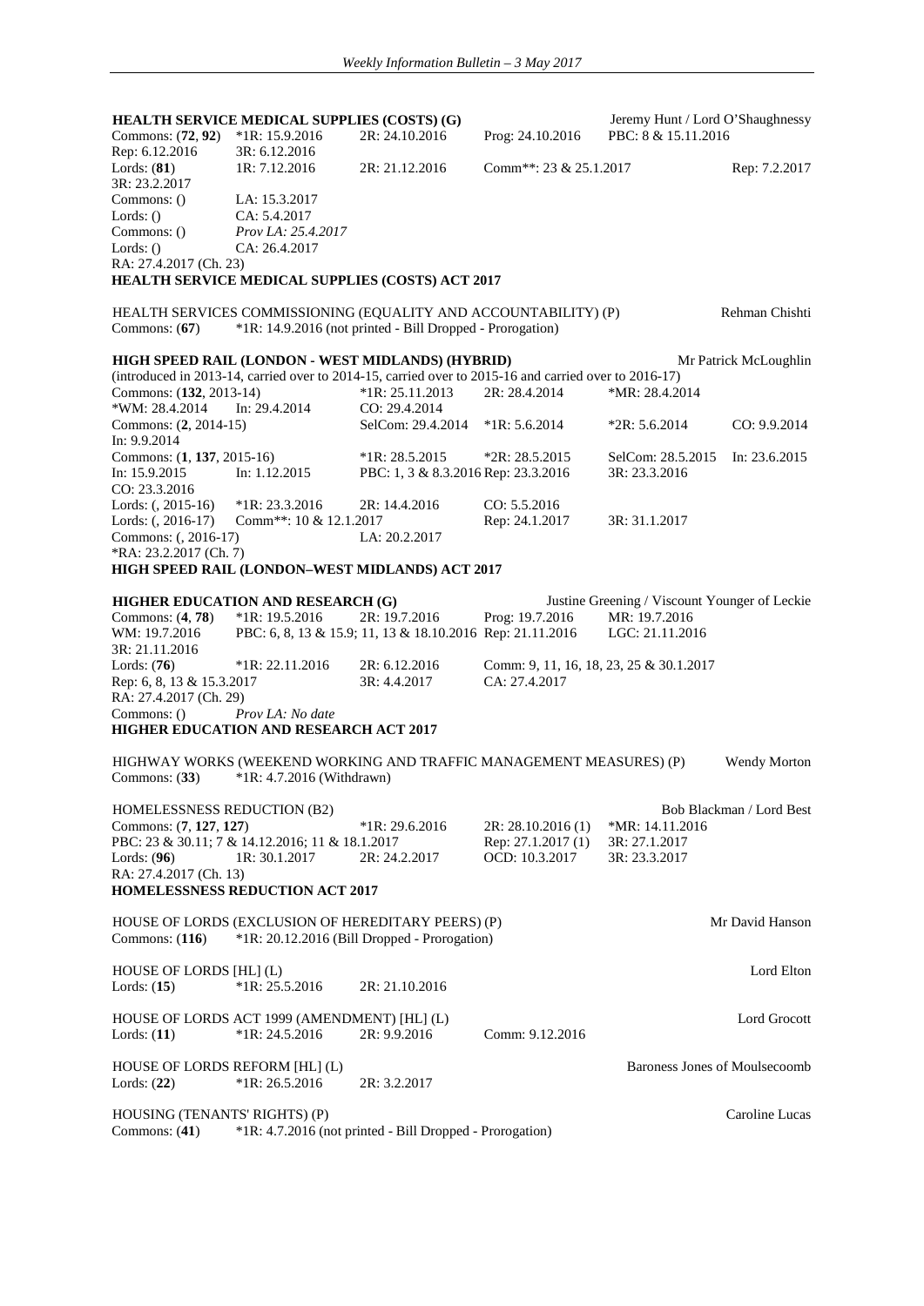**HEALTH SERVICE MEDICAL SUPPLIES (COSTS) (G)** Jeremy Hunt / Lord O'Shaughnessy

Commons: (**72**, **92**) *1R: 15.9.2016 2R: 24.10.2016 Prog: 24.10.2016 PBC: 8 & 15.11.2016
Rep: 6.12.2016 3R: 6.12.2016
Lords: (**81**) 1R: 7.12.2016 2R: 21.12.2016 Comm**: 23 & 25.1.2017 Rep: 7.2.2017
3R: 23.2.2017
Commons: () LA: 15.3.2017
Lords: () CA: 5.4.2017
Commons: () *Prov LA: 25.4.2017*
Lords: () CA: 26.4.2017
RA: 27.4.2017 (Ch. 23)

**HEALTH SERVICE MEDICAL SUPPLIES (COSTS) ACT 2017**

HEALTH SERVICES COMMISSIONING (EQUALITY AND ACCOUNTABILITY) (P) Rehman Chishti

Commons: (**67**) *1R: 14.9.2016 (not printed - Bill Dropped - Prorogation)

**HIGH SPEED RAIL (LONDON - WEST MIDLANDS) (HYBRID)** Mr Patrick McLoughlin

(introduced in 2013-14, carried over to 2014-15, carried over to 2015-16 and carried over to 2016-17)
Commons: (**132**, 2013-14) *1R: 25.11.2013 2R: 28.4.2014 *MR: 28.4.2014
*WM: 28.4.2014 In: 29.4.2014 CO: 29.4.2014
Commons: (**2**, 2014-15) SelCom: 29.4.2014 *1R: 5.6.2014 *2R: 5.6.2014 CO: 9.9.2014
In: 9.9.2014
Commons: (**1**, **137**, 2015-16) *1R: 28.5.2015 *2R: 28.5.2015 SelCom: 28.5.2015 In: 23.6.2015
In: 15.9.2015 In: 1.12.2015 PBC: 1, 3 & 8.3.2016 Rep: 23.3.2016 3R: 23.3.2016
CO: 23.3.2016
Lords: (, 2015-16) *1R: 23.3.2016 2R: 14.4.2016 CO: 5.5.2016
Lords: (, 2016-17) Comm**: 10 & 12.1.2017 Rep: 24.1.2017 3R: 31.1.2017
Commons: (, 2016-17) LA: 20.2.2017
*RA: 23.2.2017 (Ch. 7)

**HIGH SPEED RAIL (LONDON–WEST MIDLANDS) ACT 2017**

**HIGHER EDUCATION AND RESEARCH (G)** Justine Greening / Viscount Younger of Leckie

Commons: (**4**, **78**) *1R: 19.5.2016 2R: 19.7.2016 Prog: 19.7.2016 MR: 19.7.2016
WM: 19.7.2016 PBC: 6, 8, 13 & 15.9; 11, 13 & 18.10.2016 Rep: 21.11.2016 LGC: 21.11.2016
3R: 21.11.2016
Lords: (**76**) *1R: 22.11.2016 2R: 6.12.2016 Comm: 9, 11, 16, 18, 23, 25 & 30.1.2017
Rep: 6, 8, 13 & 15.3.2017 3R: 4.4.2017 CA: 27.4.2017
RA: 27.4.2017 (Ch. 29)
Commons: () *Prov LA: No date*

**HIGHER EDUCATION AND RESEARCH ACT 2017**

HIGHWAY WORKS (WEEKEND WORKING AND TRAFFIC MANAGEMENT MEASURES) (P) Wendy Morton

Commons: (**33**) *1R: 4.7.2016 (Withdrawn)

HOMELESSNESS REDUCTION (B2) Bob Blackman / Lord Best

Commons: (**7**, **127**, **127**) *1R: 29.6.2016 2R: 28.10.2016 (1) *MR: 14.11.2016
PBC: 23 & 30.11; 7 & 14.12.2016; 11 & 18.1.2017 Rep: 27.1.2017 (1) 3R: 27.1.2017
Lords: (**96**) 1R: 30.1.2017 2R: 24.2.2017 OCD: 10.3.2017 3R: 23.3.2017
RA: 27.4.2017 (Ch. 13)

**HOMELESSNESS REDUCTION ACT 2017**

HOUSE OF LORDS (EXCLUSION OF HEREDITARY PEERS) (P) Mr David Hanson

Commons: (**116**) *1R: 20.12.2016 (Bill Dropped - Prorogation)

HOUSE OF LORDS [HL] (L) Lord Elton

Lords: (**15**) *1R: 25.5.2016 2R: 21.10.2016

HOUSE OF LORDS ACT 1999 (AMENDMENT) [HL] (L) Lord Grocott

Lords: (**11**) *1R: 24.5.2016 2R: 9.9.2016 Comm: 9.12.2016

HOUSE OF LORDS REFORM [HL] (L) Baroness Jones of Moulsecoomb

Lords: (**22**) *1R: 26.5.2016 2R: 3.2.2017

HOUSING (TENANTS' RIGHTS) (P) Caroline Lucas

Commons: (**41**) *1R: 4.7.2016 (not printed - Bill Dropped - Prorogation)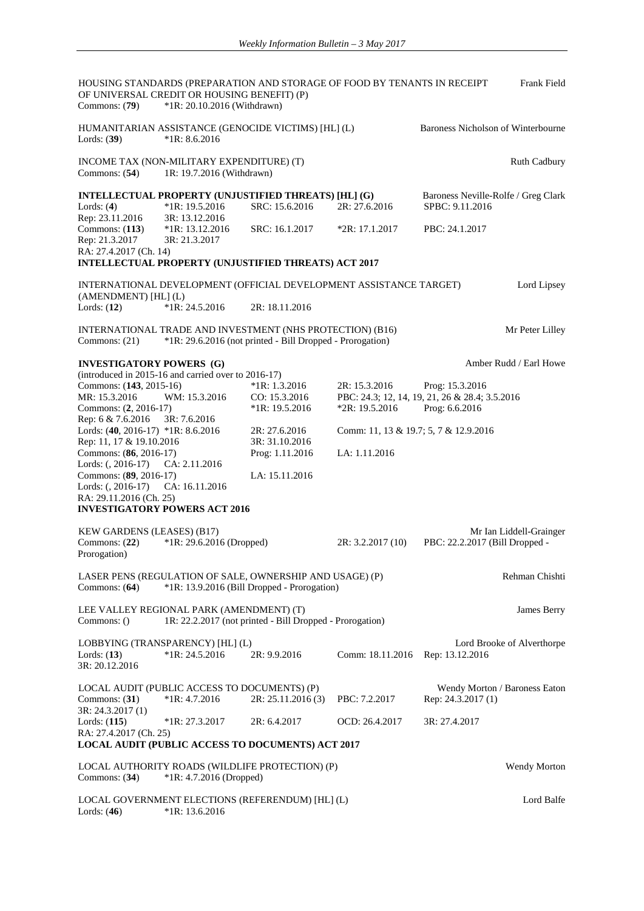HOUSING STANDARDS (PREPARATION AND STORAGE OF FOOD BY TENANTS IN RECEIPT OF UNIVERSAL CREDIT OR HOUSING BENEFIT) (P) — Frank Field
Commons: (**79**) *1R: 20.10.2016 (Withdrawn)

HUMANITARIAN ASSISTANCE (GENOCIDE VICTIMS) [HL] (L) — Baroness Nicholson of Winterbourne
Lords: (**39**) *1R: 8.6.2016

INCOME TAX (NON-MILITARY EXPENDITURE) (T) — Ruth Cadbury
Commons: (**54**) 1R: 19.7.2016 (Withdrawn)

**INTELLECTUAL PROPERTY (UNJUSTIFIED THREATS) [HL] (G)** — Baroness Neville-Rolfe / Greg Clark
Lords: (**4**) *1R: 19.5.2016 SRC: 15.6.2016 2R: 27.6.2016 SPBC: 9.11.2016
Rep: 23.11.2016 3R: 13.12.2016
Commons: (**113**) *1R: 13.12.2016 SRC: 16.1.2017 *2R: 17.1.2017 PBC: 24.1.2017
Rep: 21.3.2017 3R: 21.3.2017
RA: 27.4.2017 (Ch. 14)
**INTELLECTUAL PROPERTY (UNJUSTIFIED THREATS) ACT 2017**

INTERNATIONAL DEVELOPMENT (OFFICIAL DEVELOPMENT ASSISTANCE TARGET) (AMENDMENT) [HL] (L) — Lord Lipsey
Lords: (**12**) *1R: 24.5.2016 2R: 18.11.2016

INTERNATIONAL TRADE AND INVESTMENT (NHS PROTECTION) (B16) — Mr Peter Lilley
Commons: (21) *1R: 29.6.2016 (not printed - Bill Dropped - Prorogation)

**INVESTIGATORY POWERS (G)** — Amber Rudd / Earl Howe
(introduced in 2015-16 and carried over to 2016-17)
Commons: (**143**, 2015-16) *1R: 1.3.2016 2R: 15.3.2016 Prog: 15.3.2016
MR: 15.3.2016 WM: 15.3.2016 CO: 15.3.2016 PBC: 24.3; 12, 14, 19, 21, 26 & 28.4; 3.5.2016
Commons: (**2**, 2016-17) *1R: 19.5.2016 *2R: 19.5.2016 Prog: 6.6.2016
Rep: 6 & 7.6.2016 3R: 7.6.2016
Lords: (**40**, 2016-17) *1R: 8.6.2016 2R: 27.6.2016 Comm: 11, 13 & 19.7; 5, 7 & 12.9.2016
Rep: 11, 17 & 19.10.2016 3R: 31.10.2016
Commons: (**86**, 2016-17) Prog: 1.11.2016 LA: 1.11.2016
Lords: (, 2016-17) CA: 2.11.2016
Commons: (**89**, 2016-17) LA: 15.11.2016
Lords: (, 2016-17) CA: 16.11.2016
RA: 29.11.2016 (Ch. 25)
**INVESTIGATORY POWERS ACT 2016**

KEW GARDENS (LEASES) (B17) — Mr Ian Liddell-Grainger
Commons: (**22**) *1R: 29.6.2016 (Dropped) 2R: 3.2.2017 (10) PBC: 22.2.2017 (Bill Dropped - Prorogation)

LASER PENS (REGULATION OF SALE, OWNERSHIP AND USAGE) (P) — Rehman Chishti
Commons: (**64**) *1R: 13.9.2016 (Bill Dropped - Prorogation)

LEE VALLEY REGIONAL PARK (AMENDMENT) (T) — James Berry
Commons: () 1R: 22.2.2017 (not printing - Bill Dropped - Prorogation)

LOBBYING (TRANSPARENCY) [HL] (L) — Lord Brooke of Alverthorpe
Lords: (**13**) *1R: 24.5.2016 2R: 9.9.2016 Comm: 18.11.2016 Rep: 13.12.2016
3R: 20.12.2016

LOCAL AUDIT (PUBLIC ACCESS TO DOCUMENTS) (P) — Wendy Morton / Baroness Eaton
Commons: (**31**) *1R: 4.7.2016 2R: 25.11.2016 (3) PBC: 7.2.2017 Rep: 24.3.2017 (1)
3R: 24.3.2017 (1)
Lords: (**115**) *1R: 27.3.2017 2R: 6.4.2017 OCD: 26.4.2017 3R: 27.4.2017
RA: 27.4.2017 (Ch. 25)
**LOCAL AUDIT (PUBLIC ACCESS TO DOCUMENTS) ACT 2017**

LOCAL AUTHORITY ROADS (WILDLIFE PROTECTION) (P) — Wendy Morton
Commons: (**34**) *1R: 4.7.2016 (Dropped)

LOCAL GOVERNMENT ELECTIONS (REFERENDUM) [HL] (L) — Lord Balfe
Lords: (**46**) *1R: 13.6.2016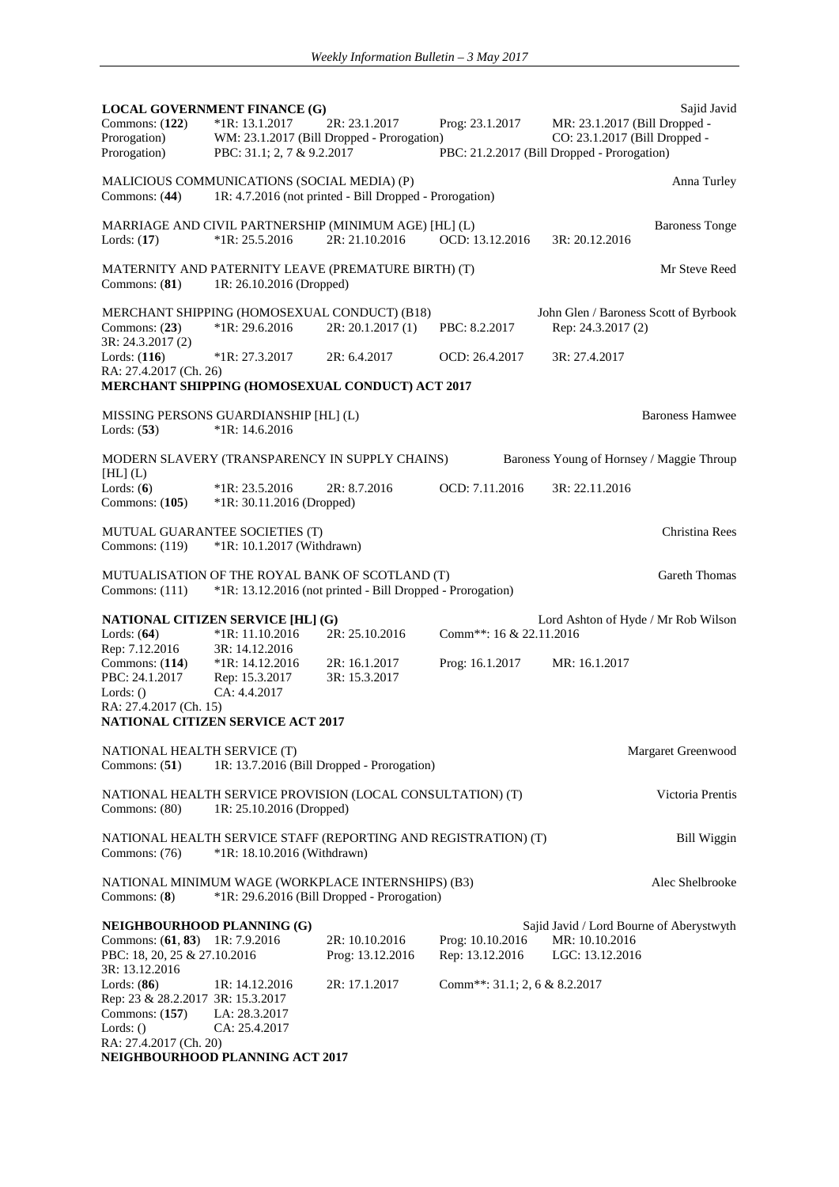**LOCAL GOVERNMENT FINANCE (G)** Sajid Javid
Commons: (**122**) *1R: 13.1.2017 2R: 23.1.2017 Prog: 23.1.2017 MR: 23.1.2017 (Bill Dropped - Prorogation) WM: 23.1.2017 (Bill Dropped - Prorogation) CO: 23.1.2017 (Bill Dropped - Prorogation) PBC: 31.1; 2, 7 & 9.2.2017 PBC: 21.2.2017 (Bill Dropped - Prorogation)

MALICIOUS COMMUNICATIONS (SOCIAL MEDIA) (P) Anna Turley
Commons: (**44**) 1R: 4.7.2016 (not printed - Bill Dropped - Prorogation)

MARRIAGE AND CIVIL PARTNERSHIP (MINIMUM AGE) [HL] (L) Baroness Tonge
Lords: (**17**) *1R: 25.5.2016 2R: 21.10.2016 OCD: 13.12.2016 3R: 20.12.2016

MATERNITY AND PATERNITY LEAVE (PREMATURE BIRTH) (T) Mr Steve Reed
Commons: (**81**) 1R: 26.10.2016 (Dropped)

MERCHANT SHIPPING (HOMOSEXUAL CONDUCT) (B18) John Glen / Baroness Scott of Byrbook
Commons: (**23**) *1R: 29.6.2016 2R: 20.1.2017 (1) PBC: 8.2.2017 Rep: 24.3.2017 (2) 3R: 24.3.2017 (2)
Lords: (**116**) *1R: 27.3.2017 2R: 6.4.2017 OCD: 26.4.2017 3R: 27.4.2017
RA: 27.4.2017 (Ch. 26)
**MERCHANT SHIPPING (HOMOSEXUAL CONDUCT) ACT 2017**

MISSING PERSONS GUARDIANSHIP [HL] (L) Baroness Hamwee
Lords: (**53**) *1R: 14.6.2016

MODERN SLAVERY (TRANSPARENCY IN SUPPLY CHAINS) [HL] (L) Baroness Young of Hornsey / Maggie Throup
Lords: (**6**) *1R: 23.5.2016 2R: 8.7.2016 OCD: 7.11.2016 3R: 22.11.2016
Commons: (**105**) *1R: 30.11.2016 (Dropped)

MUTUAL GUARANTEE SOCIETIES (T) Christina Rees
Commons: (119) *1R: 10.1.2017 (Withdrawn)

MUTUALISATION OF THE ROYAL BANK OF SCOTLAND (T) Gareth Thomas
Commons: (111) *1R: 13.12.2016 (not printed - Bill Dropped - Prorogation)

**NATIONAL CITIZEN SERVICE [HL] (G)** Lord Ashton of Hyde / Mr Rob Wilson
Lords: (**64**) *1R: 11.10.2016 2R: 25.10.2016 Comm**: 16 & 22.11.2016 Rep: 7.12.2016 3R: 14.12.2016
Commons: (**114**) *1R: 14.12.2016 2R: 16.1.2017 Prog: 16.1.2017 MR: 16.1.2017 PBC: 24.1.2017 Rep: 15.3.2017 3R: 15.3.2017
Lords: () CA: 4.4.2017
RA: 27.4.2017 (Ch. 15)
**NATIONAL CITIZEN SERVICE ACT 2017**

NATIONAL HEALTH SERVICE (T) Margaret Greenwood
Commons: (**51**) 1R: 13.7.2016 (Bill Dropped - Prorogation)

NATIONAL HEALTH SERVICE PROVISION (LOCAL CONSULTATION) (T) Victoria Prentis
Commons: (80) 1R: 25.10.2016 (Dropped)

NATIONAL HEALTH SERVICE STAFF (REPORTING AND REGISTRATION) (T) Bill Wiggin
Commons: (76) *1R: 18.10.2016 (Withdrawn)

NATIONAL MINIMUM WAGE (WORKPLACE INTERNSHIPS) (B3) Alec Shelbrooke
Commons: (**8**) *1R: 29.6.2016 (Bill Dropped - Prorogation)

**NEIGHBOURHOOD PLANNING (G)** Sajid Javid / Lord Bourne of Aberystwyth
Commons: (**61**, **83**) 1R: 7.9.2016 2R: 10.10.2016 Prog: 10.10.2016 MR: 10.10.2016 PBC: 18, 20, 25 & 27.10.2016 Prog: 13.12.2016 Rep: 13.12.2016 LGC: 13.12.2016 3R: 13.12.2016
Lords: (**86**) 1R: 14.12.2016 2R: 17.1.2017 Comm**: 31.1; 2, 6 & 8.2.2017 Rep: 23 & 28.2.2017 3R: 15.3.2017
Commons: (**157**) LA: 28.3.2017
Lords: () CA: 25.4.2017
RA: 27.4.2017 (Ch. 20)
**NEIGHBOURHOOD PLANNING ACT 2017**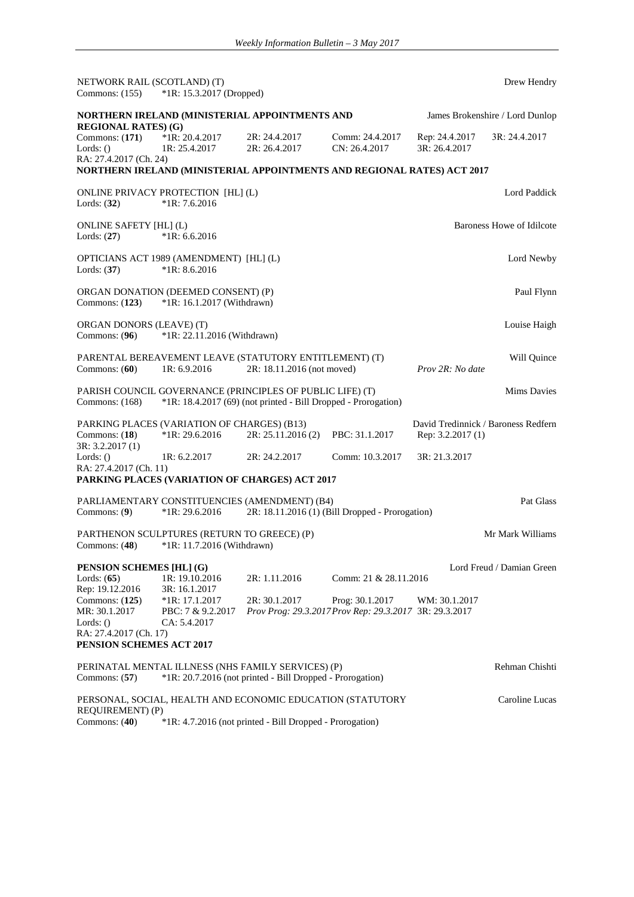NETWORK RAIL (SCOTLAND) (T) Drew Hendry
Commons: (155) *1R: 15.3.2017 (Dropped)

**NORTHERN IRELAND (MINISTERIAL APPOINTMENTS AND REGIONAL RATES) (G)** James Brokenshire / Lord Dunlop
Commons: (**171**) *1R: 20.4.2017 2R: 24.4.2017 Comm: 24.4.2017 Rep: 24.4.2017 3R: 24.4.2017
Lords: () 1R: 25.4.2017 2R: 26.4.2017 CN: 26.4.2017 3R: 26.4.2017
RA: 27.4.2017 (Ch. 24)
**NORTHERN IRELAND (MINISTERIAL APPOINTMENTS AND REGIONAL RATES) ACT 2017**

ONLINE PRIVACY PROTECTION [HL] (L) Lord Paddick
Lords: (**32**) *1R: 7.6.2016

ONLINE SAFETY [HL] (L) Baroness Howe of Idilcote
Lords: (**27**) *1R: 6.6.2016

OPTICIANS ACT 1989 (AMENDMENT) [HL] (L) Lord Newby
Lords: (**37**) *1R: 8.6.2016

ORGAN DONATION (DEEMED CONSENT) (P) Paul Flynn
Commons: (**123**) *1R: 16.1.2017 (Withdrawn)

ORGAN DONORS (LEAVE) (T) Louise Haigh
Commons: (**96**) *1R: 22.11.2016 (Withdrawn)

PARENTAL BEREAVEMENT LEAVE (STATUTORY ENTITLEMENT) (T) Will Quince
Commons: (**60**) 1R: 6.9.2016 2R: 18.11.2016 (not moved) *Prov 2R: No date*

PARISH COUNCIL GOVERNANCE (PRINCIPLES OF PUBLIC LIFE) (T) Mims Davies
Commons: (168) *1R: 18.4.2017 (69) (not printed - Bill Dropped - Prorogation)

PARKING PLACES (VARIATION OF CHARGES) (B13) David Tredinnick / Baroness Redfern
Commons: (**18**) *1R: 29.6.2016 2R: 25.11.2016 (2) PBC: 31.1.2017 Rep: 3.2.2017 (1)
3R: 3.2.2017 (1)
Lords: () 1R: 6.2.2017 2R: 24.2.2017 Comm: 10.3.2017 3R: 21.3.2017
RA: 27.4.2017 (Ch. 11)
**PARKING PLACES (VARIATION OF CHARGES) ACT 2017**

PARLIAMENTARY CONSTITUENCIES (AMENDMENT) (B4) Pat Glass
Commons: (**9**) *1R: 29.6.2016 2R: 18.11.2016 (1) (Bill Dropped - Prorogation)

PARTHENON SCULPTURES (RETURN TO GREECE) (P) Mr Mark Williams
Commons: (**48**) *1R: 11.7.2016 (Withdrawn)

**PENSION SCHEMES [HL] (G)** Lord Freud / Damian Green
Lords: (**65**) 1R: 19.10.2016 2R: 1.11.2016 Comm: 21 & 28.11.2016
Rep: 19.12.2016 3R: 16.1.2017
Commons: (**125**) *1R: 17.1.2017 2R: 30.1.2017 Prog: 30.1.2017 WM: 30.1.2017
MR: 30.1.2017 PBC: 7 & 9.2.2017 *Prov Prog: 29.3.2017* *Prov Rep: 29.3.2017* 3R: 29.3.2017
Lords: () CA: 5.4.2017
RA: 27.4.2017 (Ch. 17)
**PENSION SCHEMES ACT 2017**

PERINATAL MENTAL ILLNESS (NHS FAMILY SERVICES) (P) Rehman Chishti
Commons: (**57**) *1R: 20.7.2016 (not printed - Bill Dropped - Prorogation)

PERSONAL, SOCIAL, HEALTH AND ECONOMIC EDUCATION (STATUTORY REQUIREMENT) (P) Caroline Lucas
Commons: (**40**) *1R: 4.7.2016 (not printed - Bill Dropped - Prorogation)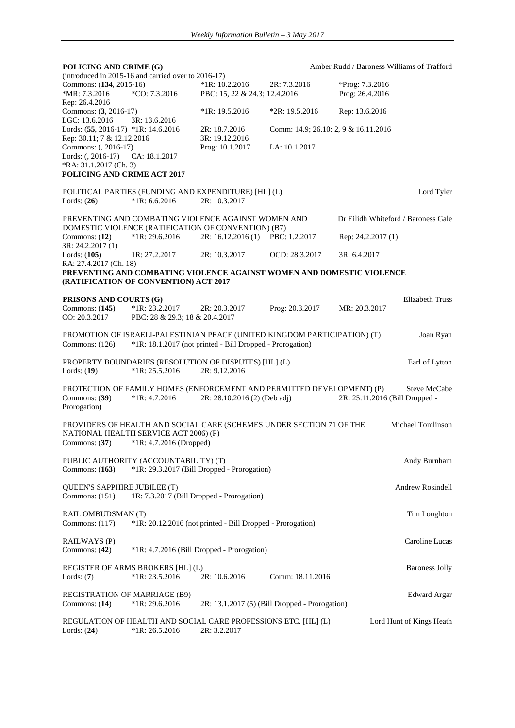**POLICING AND CRIME (G)** Amber Rudd / Baroness Williams of Trafford

(introduced in 2015-16 and carried over to 2016-17)

Commons: (**134**, 2015-16) *1R: 10.2.2016 2R: 7.3.2016 *Prog: 7.3.2016
*MR: 7.3.2016 *CO: 7.3.2016 PBC: 15, 22 & 24.3; 12.4.2016 Prog: 26.4.2016
Rep: 26.4.2016
Commons: (**3**, 2016-17) *1R: 19.5.2016 *2R: 19.5.2016 Rep: 13.6.2016
LGC: 13.6.2016 3R: 13.6.2016
Lords: (**55**, 2016-17) *1R: 14.6.2016 2R: 18.7.2016 Comm: 14.9; 26.10; 2, 9 & 16.11.2016
Rep: 30.11; 7 & 12.12.2016 3R: 19.12.2016
Commons: (, 2016-17) Prog: 10.1.2017 LA: 10.1.2017
Lords: (, 2016-17) CA: 18.1.2017
*RA: 31.1.2017 (Ch. 3)
**POLICING AND CRIME ACT 2017**

POLITICAL PARTIES (FUNDING AND EXPENDITURE) [HL] (L) Lord Tyler
Lords: (**26**) *1R: 6.6.2016 2R: 10.3.2017

PREVENTING AND COMBATING VIOLENCE AGAINST WOMEN AND DOMESTIC VIOLENCE (RATIFICATION OF CONVENTION) (B7) Dr Eilidh Whiteford / Baroness Gale
Commons: (**12**) *1R: 29.6.2016 2R: 16.12.2016 (1) PBC: 1.2.2017 Rep: 24.2.2017 (1)
3R: 24.2.2017 (1)
Lords: (**105**) 1R: 27.2.2017 2R: 10.3.2017 OCD: 28.3.2017 3R: 6.4.2017
RA: 27.4.2017 (Ch. 18)
**PREVENTING AND COMBATING VIOLENCE AGAINST WOMEN AND DOMESTIC VIOLENCE (RATIFICATION OF CONVENTION) ACT 2017**

**PRISONS AND COURTS (G)** Elizabeth Truss
Commons: (**145**) *1R: 23.2.2017 2R: 20.3.2017 Prog: 20.3.2017 MR: 20.3.2017
CO: 20.3.2017 PBC: 28 & 29.3; 18 & 20.4.2017

PROMOTION OF ISRAELI-PALESTINIAN PEACE (UNITED KINGDOM PARTICIPATION) (T) Joan Ryan
Commons: (126) *1R: 18.1.2017 (not printed - Bill Dropped - Prorogation)

PROPERTY BOUNDARIES (RESOLUTION OF DISPUTES) [HL] (L) Earl of Lytton
Lords: (**19**) *1R: 25.5.2016 2R: 9.12.2016

PROTECTION OF FAMILY HOMES (ENFORCEMENT AND PERMITTED DEVELOPMENT) (P) Steve McCabe
Commons: (**39**) *1R: 4.7.2016 2R: 28.10.2016 (2) (Deb adj) 2R: 25.11.2016 (Bill Dropped - Prorogation)

PROVIDERS OF HEALTH AND SOCIAL CARE (SCHEMES UNDER SECTION 71 OF THE NATIONAL HEALTH SERVICE ACT 2006) (P) Michael Tomlinson
Commons: (**37**) *1R: 4.7.2016 (Dropped)

PUBLIC AUTHORITY (ACCOUNTABILITY) (T) Andy Burnham
Commons: (**163**) *1R: 29.3.2017 (Bill Dropped - Prorogation)

QUEEN'S SAPPHIRE JUBILEE (T) Andrew Rosindell
Commons: (151) 1R: 7.3.2017 (Bill Dropped - Prorogation)

RAIL OMBUDSMAN (T) Tim Loughton
Commons: (117) *1R: 20.12.2016 (not printed - Bill Dropped - Prorogation)

RAILWAYS (P) Caroline Lucas
Commons: (**42**) *1R: 4.7.2016 (Bill Dropped - Prorogation)

REGISTER OF ARMS BROKERS [HL] (L) Baroness Jolly
Lords: (**7**) *1R: 23.5.2016 2R: 10.6.2016 Comm: 18.11.2016

REGISTRATION OF MARRIAGE (B9) Edward Argar
Commons: (**14**) *1R: 29.6.2016 2R: 13.1.2017 (5) (Bill Dropped - Prorogation)

REGULATION OF HEALTH AND SOCIAL CARE PROFESSIONS ETC. [HL] (L) Lord Hunt of Kings Heath
Lords: (**24**) *1R: 26.5.2016 2R: 3.2.2017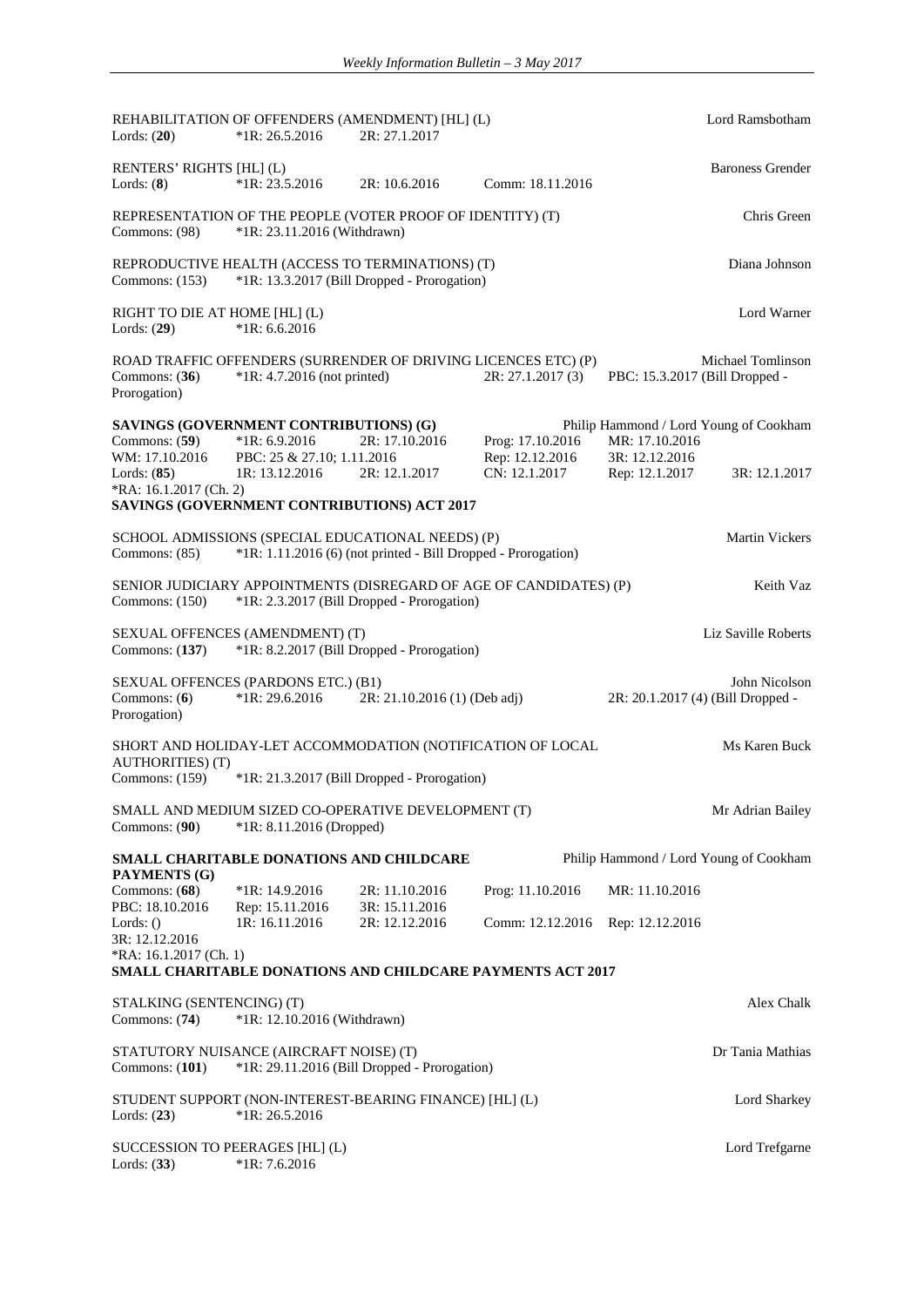REHABILITATION OF OFFENDERS (AMENDMENT) [HL] (L) Lord Ramsbotham
Lords: (**20**) *1R: 26.5.2016 2R: 27.1.2017

RENTERS' RIGHTS [HL] (L) Baroness Grender
Lords: (**8**) *1R: 23.5.2016 2R: 10.6.2016 Comm: 18.11.2016

REPRESENTATION OF THE PEOPLE (VOTER PROOF OF IDENTITY) (T) Chris Green
Commons: (98) *1R: 23.11.2016 (Withdrawn)

REPRODUCTIVE HEALTH (ACCESS TO TERMINATIONS) (T) Diana Johnson
Commons: (153) *1R: 13.3.2017 (Bill Dropped - Prorogation)

RIGHT TO DIE AT HOME [HL] (L) Lord Warner
Lords: (**29**) *1R: 6.6.2016

ROAD TRAFFIC OFFENDERS (SURRENDER OF DRIVING LICENCES ETC) (P) Michael Tomlinson
Commons: (**36**) *1R: 4.7.2016 (not printed) 2R: 27.1.2017 (3) PBC: 15.3.2017 (Bill Dropped - Prorogation)

**SAVINGS (GOVERNMENT CONTRIBUTIONS) (G)** Philip Hammond / Lord Young of Cookham
Commons: (**59**) *1R: 6.9.2016 2R: 17.10.2016 Prog: 17.10.2016 MR: 17.10.2016
WM: 17.10.2016 PBC: 25 & 27.10; 1.11.2016 Rep: 12.12.2016 3R: 12.12.2016
Lords: (**85**) 1R: 13.12.2016 2R: 12.1.2017 CN: 12.1.2017 Rep: 12.1.2017 3R: 12.1.2017
*RA: 16.1.2017 (Ch. 2)
**SAVINGS (GOVERNMENT CONTRIBUTIONS) ACT 2017**

SCHOOL ADMISSIONS (SPECIAL EDUCATIONAL NEEDS) (P) Martin Vickers
Commons: (85) *1R: 1.11.2016 (6) (not printed - Bill Dropped - Prorogation)

SENIOR JUDICIARY APPOINTMENTS (DISREGARD OF AGE OF CANDIDATES) (P) Keith Vaz
Commons: (150) *1R: 2.3.2017 (Bill Dropped - Prorogation)

SEXUAL OFFENCES (AMENDMENT) (T) Liz Saville Roberts
Commons: (**137**) *1R: 8.2.2017 (Bill Dropped - Prorogation)

SEXUAL OFFENCES (PARDONS ETC.) (B1) John Nicolson
Commons: (**6**) *1R: 29.6.2016 2R: 21.10.2016 (1) (Deb adj) 2R: 20.1.2017 (4) (Bill Dropped - Prorogation)

SHORT AND HOLIDAY-LET ACCOMMODATION (NOTIFICATION OF LOCAL AUTHORITIES) (T) Ms Karen Buck
Commons: (159) *1R: 21.3.2017 (Bill Dropped - Prorogation)

SMALL AND MEDIUM SIZED CO-OPERATIVE DEVELOPMENT (T) Mr Adrian Bailey
Commons: (**90**) *1R: 8.11.2016 (Dropped)

**SMALL CHARITABLE DONATIONS AND CHILDCARE PAYMENTS (G)** Philip Hammond / Lord Young of Cookham
Commons: (**68**) *1R: 14.9.2016 2R: 11.10.2016 Prog: 11.10.2016 MR: 11.10.2016
PBC: 18.10.2016 Rep: 15.11.2016 3R: 15.11.2016
Lords: () 1R: 16.11.2016 2R: 12.12.2016 Comm: 12.12.2016 Rep: 12.12.2016
3R: 12.12.2016
*RA: 16.1.2017 (Ch. 1)
**SMALL CHARITABLE DONATIONS AND CHILDCARE PAYMENTS ACT 2017**

STALKING (SENTENCING) (T) Alex Chalk
Commons: (**74**) *1R: 12.10.2016 (Withdrawn)

STATUTORY NUISANCE (AIRCRAFT NOISE) (T) Dr Tania Mathias
Commons: (**101**) *1R: 29.11.2016 (Bill Dropped - Prorogation)

STUDENT SUPPORT (NON-INTEREST-BEARING FINANCE) [HL] (L) Lord Sharkey
Lords: (**23**) *1R: 26.5.2016

SUCCESSION TO PEERAGES [HL] (L) Lord Trefgarne
Lords: (**33**) *1R: 7.6.2016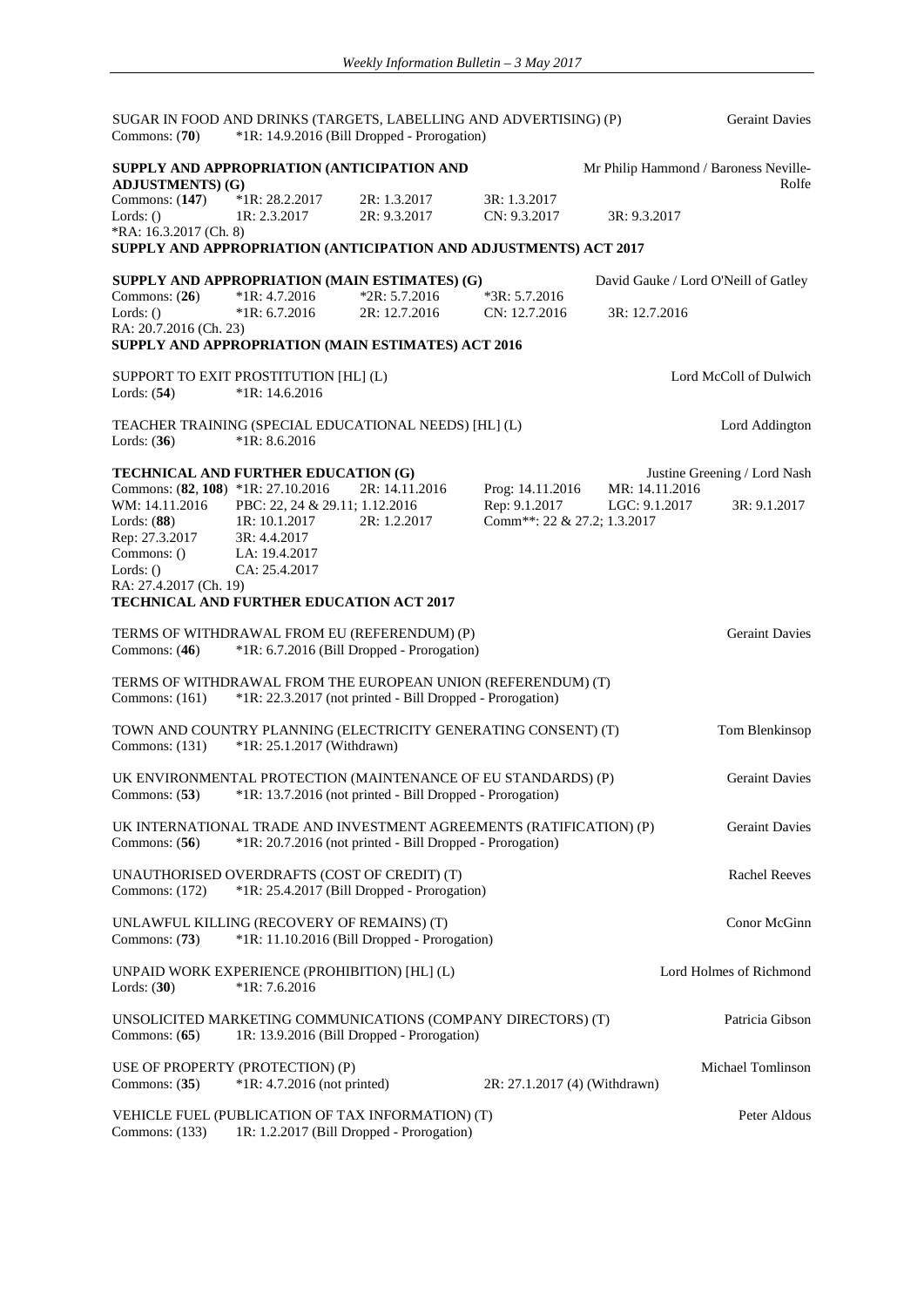SUGAR IN FOOD AND DRINKS (TARGETS, LABELLING AND ADVERTISING) (P) — Geraint Davies
Commons: (**70**) *1R: 14.9.2016 (Bill Dropped - Prorogation)

**SUPPLY AND APPROPRIATION (ANTICIPATION AND ADJUSTMENTS) (G)** — Mr Philip Hammond / Baroness Neville-Rolfe
Commons: (**147**) *1R: 28.2.2017 2R: 1.3.2017 3R: 1.3.2017
Lords: () 1R: 2.3.2017 2R: 9.3.2017 CN: 9.3.2017 3R: 9.3.2017
*RA: 16.3.2017 (Ch. 8)
**SUPPLY AND APPROPRIATION (ANTICIPATION AND ADJUSTMENTS) ACT 2017**

**SUPPLY AND APPROPRIATION (MAIN ESTIMATES) (G)** — David Gauke / Lord O'Neill of Gatley
Commons: (**26**) *1R: 4.7.2016 *2R: 5.7.2016 *3R: 5.7.2016
Lords: () *1R: 6.7.2016 2R: 12.7.2016 CN: 12.7.2016 3R: 12.7.2016
RA: 20.7.2016 (Ch. 23)
**SUPPLY AND APPROPRIATION (MAIN ESTIMATES) ACT 2016**

SUPPORT TO EXIT PROSTITUTION [HL] (L) — Lord McColl of Dulwich
Lords: (**54**) *1R: 14.6.2016

TEACHER TRAINING (SPECIAL EDUCATIONAL NEEDS) [HL] (L) — Lord Addington
Lords: (**36**) *1R: 8.6.2016

**TECHNICAL AND FURTHER EDUCATION (G)** — Justine Greening / Lord Nash
Commons: (**82**, **108**) *1R: 27.10.2016 2R: 14.11.2016 Prog: 14.11.2016 MR: 14.11.2016
WM: 14.11.2016 PBC: 22, 24 & 29.11; 1.12.2016 Rep: 9.1.2017 LGC: 9.1.2017 3R: 9.1.2017
Lords: (**88**) 1R: 10.1.2017 2R: 1.2.2017 Comm**: 22 & 27.2; 1.3.2017
Rep: 27.3.2017 3R: 4.4.2017
Commons: () LA: 19.4.2017
Lords: () CA: 25.4.2017
RA: 27.4.2017 (Ch. 19)
**TECHNICAL AND FURTHER EDUCATION ACT 2017**

TERMS OF WITHDRAWAL FROM EU (REFERENDUM) (P) — Geraint Davies
Commons: (**46**) *1R: 6.7.2016 (Bill Dropped - Prorogation)

TERMS OF WITHDRAWAL FROM THE EUROPEAN UNION (REFERENDUM) (T)
Commons: (161) *1R: 22.3.2017 (not printed - Bill Dropped - Prorogation)

TOWN AND COUNTRY PLANNING (ELECTRICITY GENERATING CONSENT) (T) — Tom Blenkinsop
Commons: (131) *1R: 25.1.2017 (Withdrawn)

UK ENVIRONMENTAL PROTECTION (MAINTENANCE OF EU STANDARDS) (P) — Geraint Davies
Commons: (**53**) *1R: 13.7.2016 (not printed - Bill Dropped - Prorogation)

UK INTERNATIONAL TRADE AND INVESTMENT AGREEMENTS (RATIFICATION) (P) — Geraint Davies
Commons: (**56**) *1R: 20.7.2016 (not printed - Bill Dropped - Prorogation)

UNAUTHORISED OVERDRAFTS (COST OF CREDIT) (T) — Rachel Reeves
Commons: (172) *1R: 25.4.2017 (Bill Dropped - Prorogation)

UNLAWFUL KILLING (RECOVERY OF REMAINS) (T) — Conor McGinn
Commons: (**73**) *1R: 11.10.2016 (Bill Dropped - Prorogation)

UNPAID WORK EXPERIENCE (PROHIBITION) [HL] (L) — Lord Holmes of Richmond
Lords: (**30**) *1R: 7.6.2016

UNSOLICITED MARKETING COMMUNICATIONS (COMPANY DIRECTORS) (T) — Patricia Gibson
Commons: (**65**) 1R: 13.9.2016 (Bill Dropped - Prorogation)

USE OF PROPERTY (PROTECTION) (P) — Michael Tomlinson
Commons: (**35**) *1R: 4.7.2016 (not printed) 2R: 27.1.2017 (4) (Withdrawn)

VEHICLE FUEL (PUBLICATION OF TAX INFORMATION) (T) — Peter Aldous
Commons: (133) 1R: 1.2.2017 (Bill Dropped - Prorogation)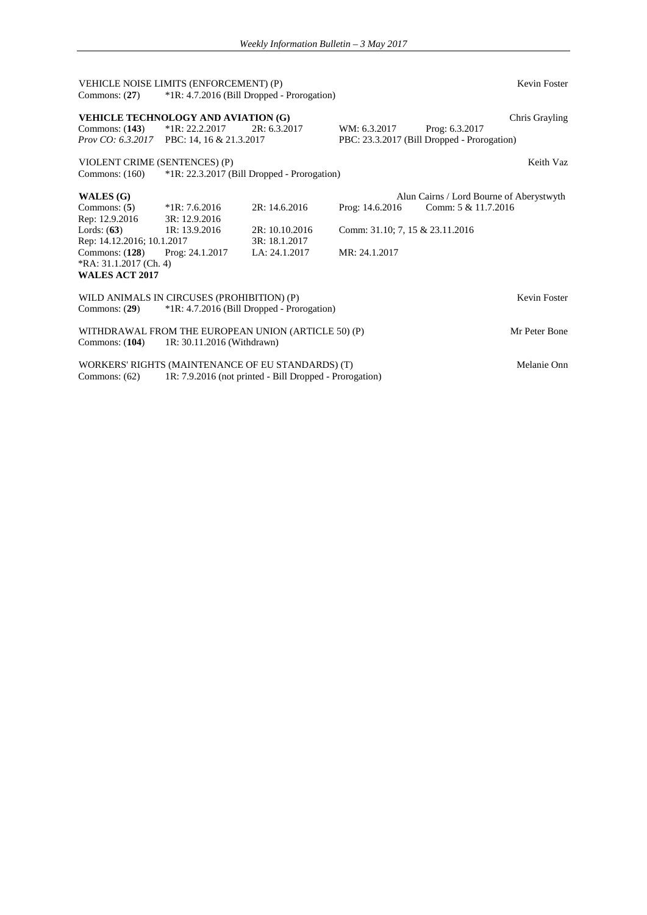VEHICLE NOISE LIMITS (ENFORCEMENT) (P) Kevin Foster
Commons: (**27**) *1R: 4.7.2016 (Bill Dropped - Prorogation)

**VEHICLE TECHNOLOGY AND AVIATION (G)** Chris Grayling
Commons: (**143**) *1R: 22.2.2017 2R: 6.3.2017 WM: 6.3.2017 Prog: 6.3.2017
*Prov CO: 6.3.2017* PBC: 14, 16 & 21.3.2017 PBC: 23.3.2017 (Bill Dropped - Prorogation)

VIOLENT CRIME (SENTENCES) (P) Keith Vaz
Commons: (160) *1R: 22.3.2017 (Bill Dropped - Prorogation)

**WALES (G)** Alun Cairns / Lord Bourne of Aberystwyth
Commons: (**5**) *1R: 7.6.2016 2R: 14.6.2016 Prog: 14.6.2016 Comm: 5 & 11.7.2016
Rep: 12.9.2016 3R: 12.9.2016
Lords: (**63**) 1R: 13.9.2016 2R: 10.10.2016 Comm: 31.10; 7, 15 & 23.11.2016
Rep: 14.12.2016; 10.1.2017 3R: 18.1.2017
Commons: (**128**) Prog: 24.1.2017 LA: 24.1.2017 MR: 24.1.2017
*RA: 31.1.2017 (Ch. 4)
**WALES ACT 2017**

WILD ANIMALS IN CIRCUSES (PROHIBITION) (P) Kevin Foster
Commons: (**29**) *1R: 4.7.2016 (Bill Dropped - Prorogation)

WITHDRAWAL FROM THE EUROPEAN UNION (ARTICLE 50) (P) Mr Peter Bone
Commons: (**104**) 1R: 30.11.2016 (Withdrawn)

WORKERS' RIGHTS (MAINTENANCE OF EU STANDARDS) (T) Melanie Onn
Commons: (62) 1R: 7.9.2016 (not printed - Bill Dropped - Prorogation)